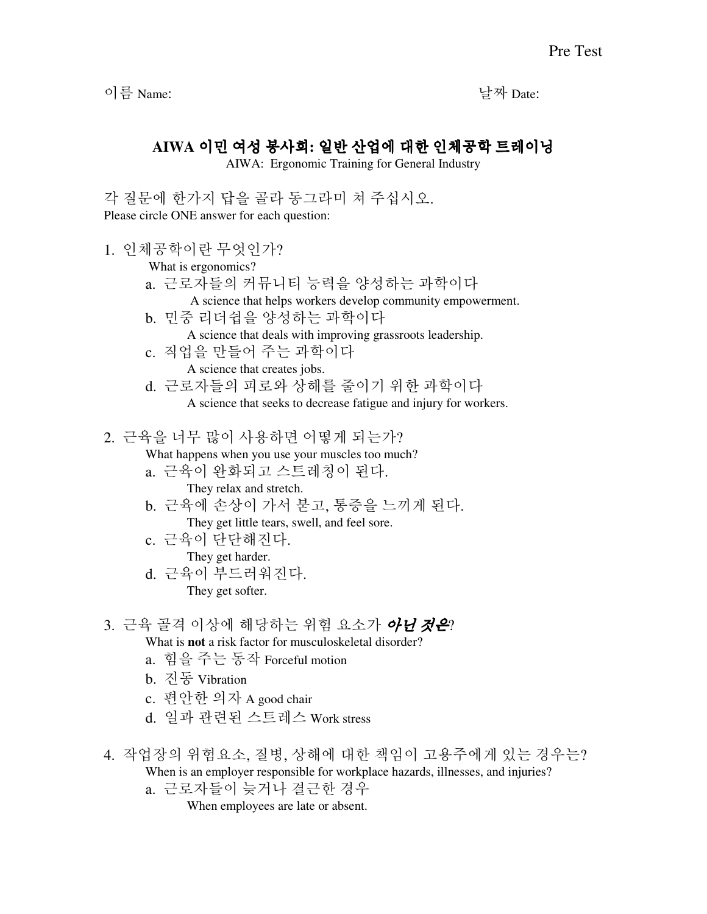Pre Test

이름 Name: 날짜 Date:

## AIWA 이민 여성 봉사회: 일반 산업에 대한 인체공학 트레이닝

AIWA: Ergonomic Training for General Industry

각 질문에 한가지 답을 골라 동그라미 쳐 주십시오.
Please circle ONE answer for each question:

1. 인체공학이란 무엇인가?
   What is ergonomics?
   a. 근로자들의 커뮤니티 능력을 양성하는 과학이다
      A science that helps workers develop community empowerment.
   b. 민중 리더쉽을 양성하는 과학이다
      A science that deals with improving grassroots leadership.
   c. 직업을 만들어 주는 과학이다
      A science that creates jobs.
   d. 근로자들의 피로와 상해를 줄이기 위한 과학이다
      A science that seeks to decrease fatigue and injury for workers.

2. 근육을 너무 많이 사용하면 어떻게 되는가?
   What happens when you use your muscles too much?
   a. 근육이 완화되고 스트레칭이 된다.
      They relax and stretch.
   b. 근육에 손상이 가서 붇고, 통증을 느끼게 된다.
      They get little tears, swell, and feel sore.
   c. 근육이 단단해진다.
      They get harder.
   d. 근육이 부드러워진다.
      They get softer.

3. 근육 골격 이상에 해당하는 위험 요소가 ***아닌 것은***?
   What is **not** a risk factor for musculoskeletal disorder?
   a. 힘을 주는 동작 Forceful motion
   b. 진동 Vibration
   c. 편안한 의자 A good chair
   d. 일과 관련된 스트레스 Work stress

4. 작업장의 위험요소, 질병, 상해에 대한 책임이 고용주에게 있는 경우는?
   When is an employer responsible for workplace hazards, illnesses, and injuries?
   a. 근로자들이 늦거나 결근한 경우
      When employees are late or absent.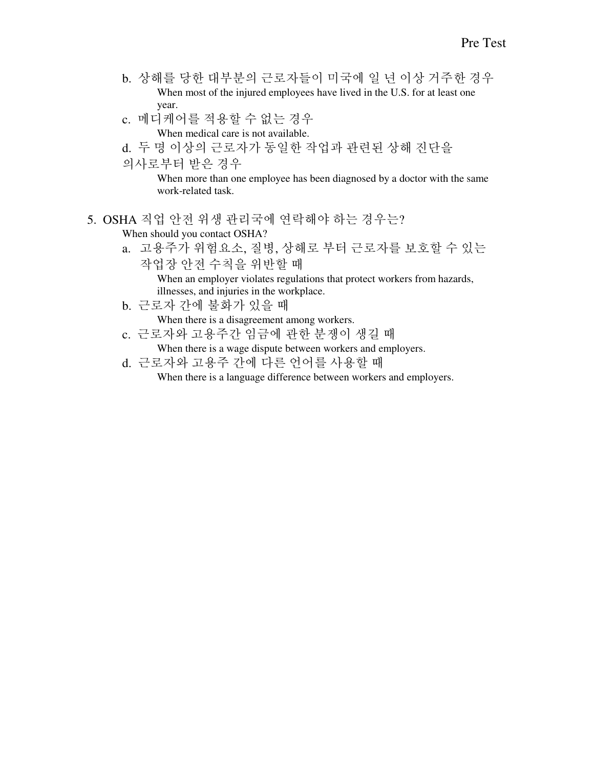b. 상해를 당한 대부분의 근로자들이 미국에 일 년 이상 거주한 경우
   When most of the injured employees have lived in the U.S. for at least one year.
c. 메디케어를 적용할 수 없는 경우
   When medical care is not available.
d. 두 명 이상의 근로자가 동일한 작업과 관련된 상해 진단을 의사로부터 받은 경우
   When more than one employee has been diagnosed by a doctor with the same work-related task.

5. OSHA 직업 안전 위생 관리국에 연락해야 하는 경우는?
   When should you contact OSHA?
   a. 고용주가 위험요소, 질병, 상해로 부터 근로자를 보호할 수 있는 작업장 안전 수칙을 위반할 때
      When an employer violates regulations that protect workers from hazards, illnesses, and injuries in the workplace.
   b. 근로자 간에 불화가 있을 때
      When there is a disagreement among workers.
   c. 근로자와 고용주간 임금에 관한 분쟁이 생길 때
      When there is a wage dispute between workers and employers.
   d. 근로자와 고용주 간에 다른 언어를 사용할 때
      When there is a language difference between workers and employers.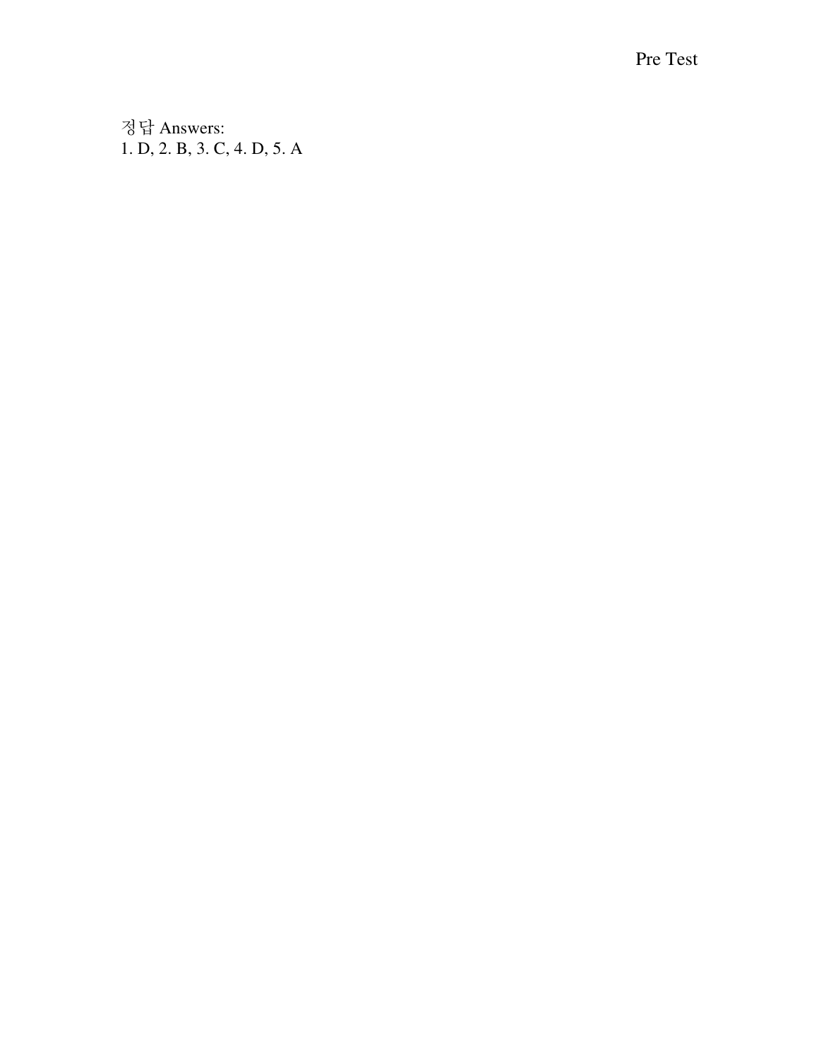정답 Answers:
1. D, 2. B, 3. C, 4. D, 5. A